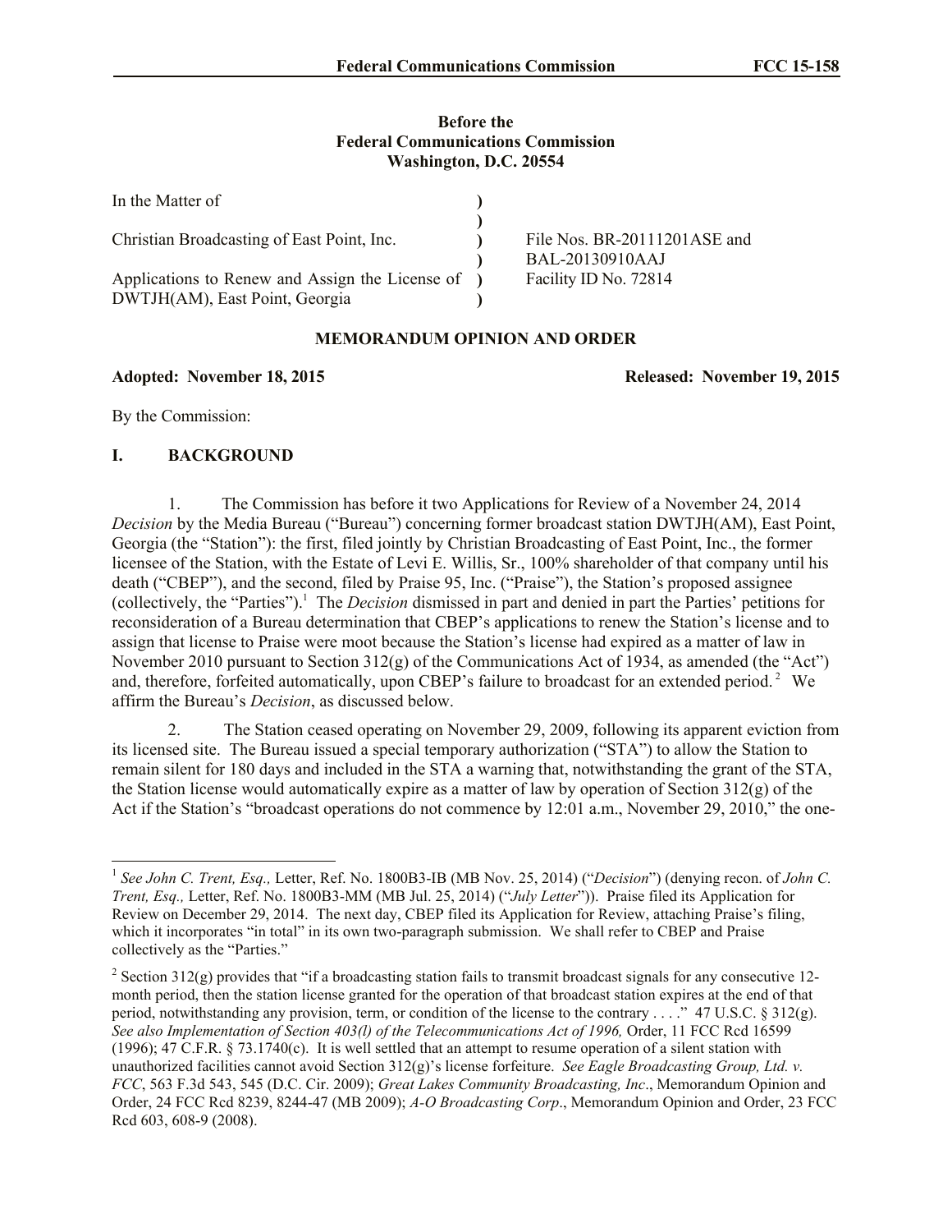**Before the**
**Federal Communications Commission**
**Washington, D.C. 20554**

| | | |
|---|---|---|
| In the Matter of | ) | |
| | ) | |
| Christian Broadcasting of East Point, Inc. | ) | File Nos. BR-20111201ASE and |
| | ) | BAL-20130910AAJ |
| Applications to Renew and Assign the License of | ) | Facility ID No. 72814 |
| DWTJH(AM), East Point, Georgia | ) | |

**MEMORANDUM OPINION AND ORDER**

**Adopted: November 18, 2015** **Released: November 19, 2015**

By the Commission:

## I. BACKGROUND

1. The Commission has before it two Applications for Review of a November 24, 2014 *Decision* by the Media Bureau ("Bureau") concerning former broadcast station DWTJH(AM), East Point, Georgia (the "Station"): the first, filed jointly by Christian Broadcasting of East Point, Inc., the former licensee of the Station, with the Estate of Levi E. Willis, Sr., 100% shareholder of that company until his death ("CBEP"), and the second, filed by Praise 95, Inc. ("Praise"), the Station's proposed assignee (collectively, the "Parties").[1] The *Decision* dismissed in part and denied in part the Parties' petitions for reconsideration of a Bureau determination that CBEP's applications to renew the Station's license and to assign that license to Praise were moot because the Station's license had expired as a matter of law in November 2010 pursuant to Section 312(g) of the Communications Act of 1934, as amended (the "Act") and, therefore, forfeited automatically, upon CBEP's failure to broadcast for an extended period.[2] We affirm the Bureau's *Decision*, as discussed below.

2. The Station ceased operating on November 29, 2009, following its apparent eviction from its licensed site. The Bureau issued a special temporary authorization ("STA") to allow the Station to remain silent for 180 days and included in the STA a warning that, notwithstanding the grant of the STA, the Station license would automatically expire as a matter of law by operation of Section 312(g) of the Act if the Station's "broadcast operations do not commence by 12:01 a.m., November 29, 2010," the one-

---

[1] *See John C. Trent, Esq.,* Letter, Ref. No. 1800B3-IB (MB Nov. 25, 2014) ("*Decision*") (denying recon. of *John C. Trent, Esq.,* Letter, Ref. No. 1800B3-MM (MB Jul. 25, 2014) ("*July Letter*")). Praise filed its Application for Review on December 29, 2014. The next day, CBEP filed its Application for Review, attaching Praise's filing, which it incorporates "in total" in its own two-paragraph submission. We shall refer to CBEP and Praise collectively as the "Parties."

[2] Section 312(g) provides that "if a broadcasting station fails to transmit broadcast signals for any consecutive 12-month period, then the station license granted for the operation of that broadcast station expires at the end of that period, notwithstanding any provision, term, or condition of the license to the contrary . . . ." 47 U.S.C. § 312(g). *See also Implementation of Section 403(l) of the Telecommunications Act of 1996,* Order, 11 FCC Rcd 16599 (1996); 47 C.F.R. § 73.1740(c). It is well settled that an attempt to resume operation of a silent station with unauthorized facilities cannot avoid Section 312(g)'s license forfeiture. *See Eagle Broadcasting Group, Ltd. v. FCC*, 563 F.3d 543, 545 (D.C. Cir. 2009); *Great Lakes Community Broadcasting, Inc*., Memorandum Opinion and Order, 24 FCC Rcd 8239, 8244-47 (MB 2009); *A-O Broadcasting Corp*., Memorandum Opinion and Order, 23 FCC Rcd 603, 608-9 (2008).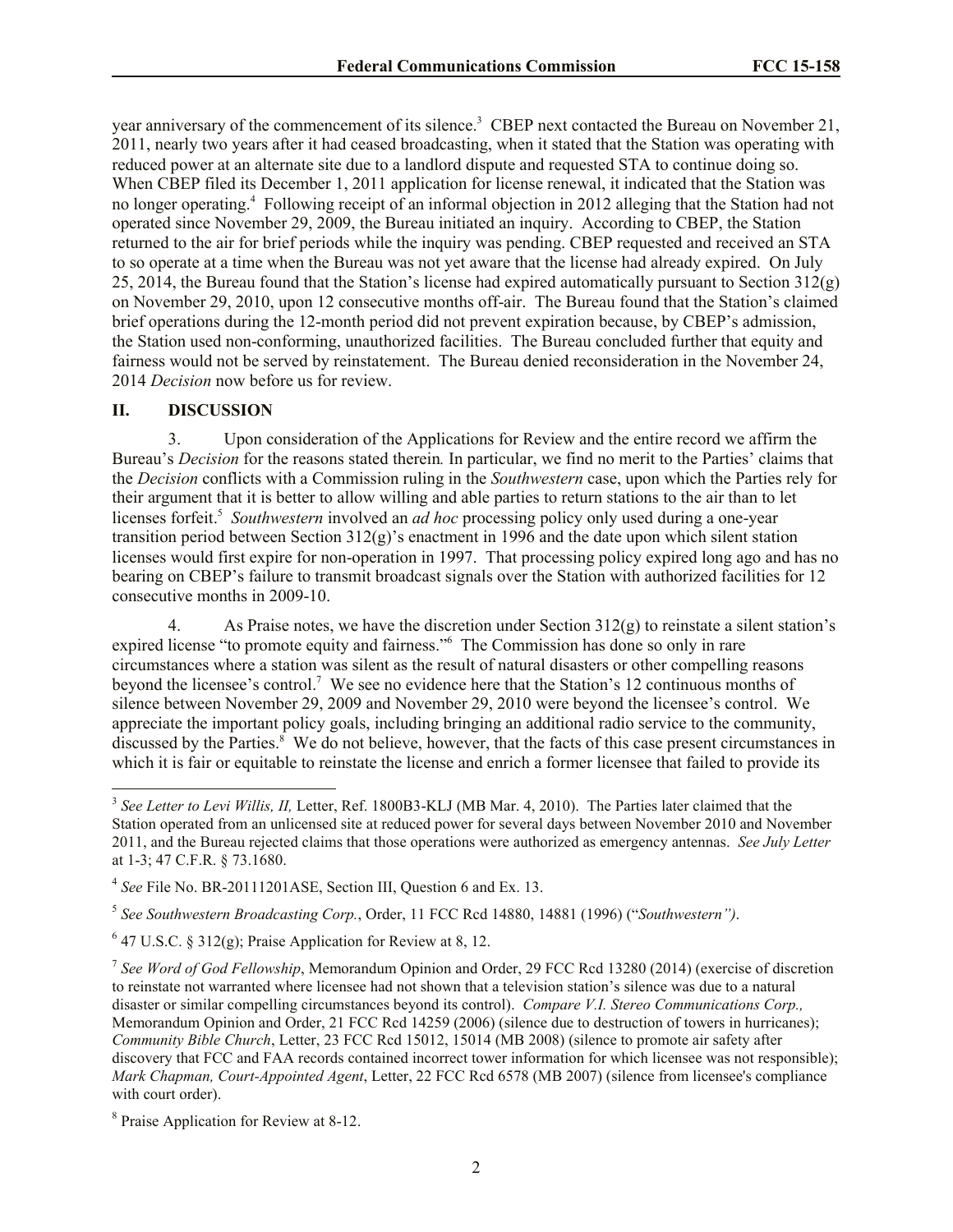year anniversary of the commencement of its silence.[3] CBEP next contacted the Bureau on November 21, 2011, nearly two years after it had ceased broadcasting, when it stated that the Station was operating with reduced power at an alternate site due to a landlord dispute and requested STA to continue doing so. When CBEP filed its December 1, 2011 application for license renewal, it indicated that the Station was no longer operating.[4] Following receipt of an informal objection in 2012 alleging that the Station had not operated since November 29, 2009, the Bureau initiated an inquiry. According to CBEP, the Station returned to the air for brief periods while the inquiry was pending. CBEP requested and received an STA to so operate at a time when the Bureau was not yet aware that the license had already expired. On July 25, 2014, the Bureau found that the Station's license had expired automatically pursuant to Section 312(g) on November 29, 2010, upon 12 consecutive months off-air. The Bureau found that the Station's claimed brief operations during the 12-month period did not prevent expiration because, by CBEP's admission, the Station used non-conforming, unauthorized facilities. The Bureau concluded further that equity and fairness would not be served by reinstatement. The Bureau denied reconsideration in the November 24, 2014 *Decision* now before us for review.

## II. DISCUSSION

3. Upon consideration of the Applications for Review and the entire record we affirm the Bureau's *Decision* for the reasons stated therein. In particular, we find no merit to the Parties' claims that the *Decision* conflicts with a Commission ruling in the *Southwestern* case, upon which the Parties rely for their argument that it is better to allow willing and able parties to return stations to the air than to let licenses forfeit.[5] *Southwestern* involved an *ad hoc* processing policy only used during a one-year transition period between Section 312(g)'s enactment in 1996 and the date upon which silent station licenses would first expire for non-operation in 1997. That processing policy expired long ago and has no bearing on CBEP's failure to transmit broadcast signals over the Station with authorized facilities for 12 consecutive months in 2009-10.

4. As Praise notes, we have the discretion under Section 312(g) to reinstate a silent station's expired license "to promote equity and fairness."[6] The Commission has done so only in rare circumstances where a station was silent as the result of natural disasters or other compelling reasons beyond the licensee's control.[7] We see no evidence here that the Station's 12 continuous months of silence between November 29, 2009 and November 29, 2010 were beyond the licensee's control. We appreciate the important policy goals, including bringing an additional radio service to the community, discussed by the Parties.[8] We do not believe, however, that the facts of this case present circumstances in which it is fair or equitable to reinstate the license and enrich a former licensee that failed to provide its

---

[3] *See Letter to Levi Willis, II,* Letter, Ref. 1800B3-KLJ (MB Mar. 4, 2010). The Parties later claimed that the Station operated from an unlicensed site at reduced power for several days between November 2010 and November 2011, and the Bureau rejected claims that those operations were authorized as emergency antennas. *See July Letter* at 1-3; 47 C.F.R. § 73.1680.

[4] *See* File No. BR-20111201ASE, Section III, Question 6 and Ex. 13.

[5] *See Southwestern Broadcasting Corp.*, Order, 11 FCC Rcd 14880, 14881 (1996) ("*Southwestern").*

[6] 47 U.S.C. § 312(g); Praise Application for Review at 8, 12.

[7] *See Word of God Fellowship*, Memorandum Opinion and Order, 29 FCC Rcd 13280 (2014) (exercise of discretion to reinstate not warranted where licensee had not shown that a television station's silence was due to a natural disaster or similar compelling circumstances beyond its control). *Compare V.I. Stereo Communications Corp.,* Memorandum Opinion and Order, 21 FCC Rcd 14259 (2006) (silence due to destruction of towers in hurricanes); *Community Bible Church*, Letter, 23 FCC Rcd 15012, 15014 (MB 2008) (silence to promote air safety after discovery that FCC and FAA records contained incorrect tower information for which licensee was not responsible); *Mark Chapman, Court-Appointed Agent*, Letter, 22 FCC Rcd 6578 (MB 2007) (silence from licensee's compliance with court order).

[8] Praise Application for Review at 8-12.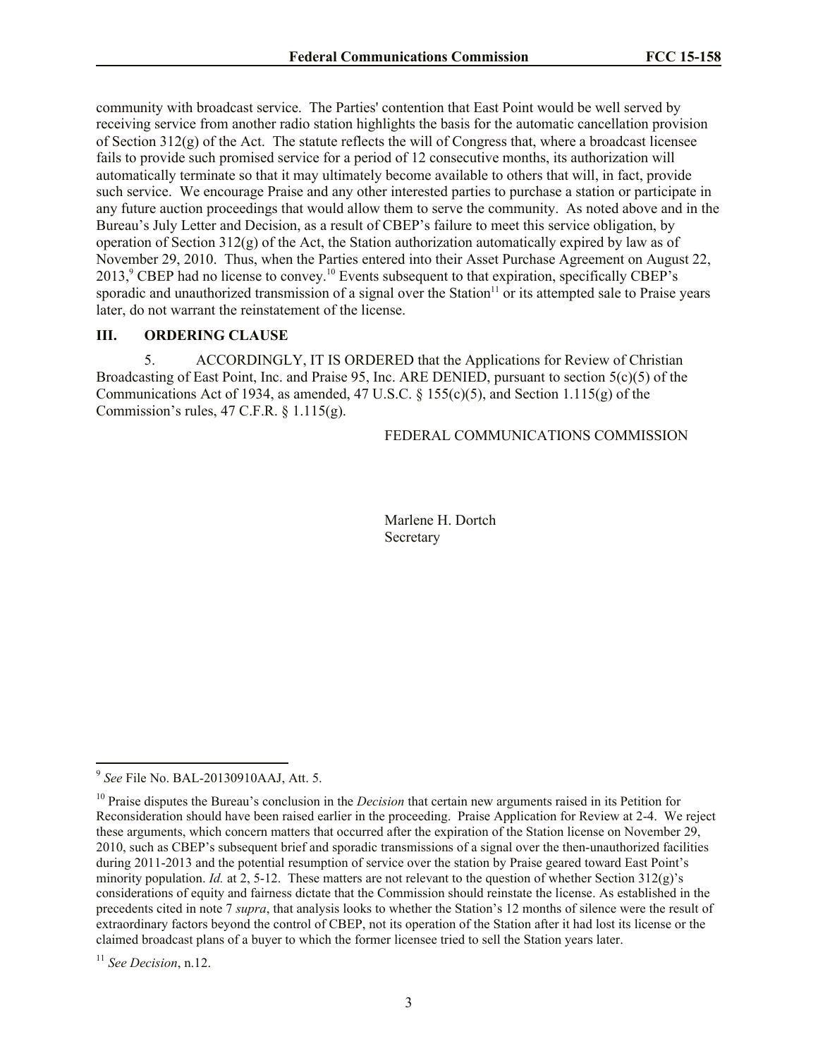community with broadcast service. The Parties' contention that East Point would be well served by receiving service from another radio station highlights the basis for the automatic cancellation provision of Section 312(g) of the Act. The statute reflects the will of Congress that, where a broadcast licensee fails to provide such promised service for a period of 12 consecutive months, its authorization will automatically terminate so that it may ultimately become available to others that will, in fact, provide such service. We encourage Praise and any other interested parties to purchase a station or participate in any future auction proceedings that would allow them to serve the community. As noted above and in the Bureau's July Letter and Decision, as a result of CBEP's failure to meet this service obligation, by operation of Section 312(g) of the Act, the Station authorization automatically expired by law as of November 29, 2010. Thus, when the Parties entered into their Asset Purchase Agreement on August 22, 2013,[9] CBEP had no license to convey.[10] Events subsequent to that expiration, specifically CBEP's sporadic and unauthorized transmission of a signal over the Station[11] or its attempted sale to Praise years later, do not warrant the reinstatement of the license.

## III. ORDERING CLAUSE

5. ACCORDINGLY, IT IS ORDERED that the Applications for Review of Christian Broadcasting of East Point, Inc. and Praise 95, Inc. ARE DENIED, pursuant to section 5(c)(5) of the Communications Act of 1934, as amended, 47 U.S.C. § 155(c)(5), and Section 1.115(g) of the Commission's rules, 47 C.F.R. § 1.115(g).

FEDERAL COMMUNICATIONS COMMISSION

Marlene H. Dortch
Secretary

---

[9] *See* File No. BAL-20130910AAJ, Att. 5.

[10] Praise disputes the Bureau's conclusion in the *Decision* that certain new arguments raised in its Petition for Reconsideration should have been raised earlier in the proceeding. Praise Application for Review at 2-4. We reject these arguments, which concern matters that occurred after the expiration of the Station license on November 29, 2010, such as CBEP's subsequent brief and sporadic transmissions of a signal over the then-unauthorized facilities during 2011-2013 and the potential resumption of service over the station by Praise geared toward East Point's minority population. *Id.* at 2, 5-12. These matters are not relevant to the question of whether Section 312(g)'s considerations of equity and fairness dictate that the Commission should reinstate the license. As established in the precedents cited in note 7 *supra*, that analysis looks to whether the Station's 12 months of silence were the result of extraordinary factors beyond the control of CBEP, not its operation of the Station after it had lost its license or the claimed broadcast plans of a buyer to which the former licensee tried to sell the Station years later.

[11] *See Decision*, n.12.